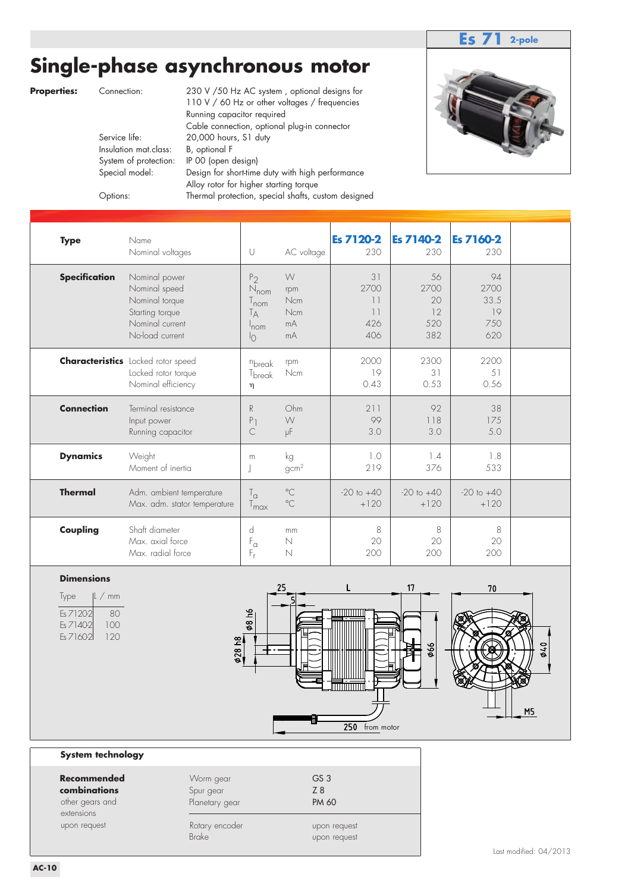**Es 71** 2-pole

# Single-phase asynchronous motor

**Properties:**

| | |
|---|---|
| Connection: | 230 V /50 Hz AC system , optional designs for 110 V / 60 Hz or other voltages / frequencies<br>Running capacitor required<br>Cable connection, optional plug-in connector |
| Service life: | 20,000 hours, S1 duty |
| Insulation mat.class: | B, optional F |
| System of protection: | IP 00 (open design) |
| Special model: | Design for short-time duty with high performance<br>Alloy rotor for higher starting torque |
| Options: | Thermal protection, special shafts, custom designed |

| | | | | **Es 7120-2** | **Es 7140-2** | **Es 7160-2** |
|---|---|---|---|---|---|---|
| **Type** | Name | | | | | |
| | Nominal voltages | U | AC voltage | 230 | 230 | 230 |
| **Specification** | Nominal power | $P_2$ | W | 31 | 56 | 94 |
| | Nominal speed | $N_{nom}$ | rpm | 2700 | 2700 | 2700 |
| | Nominal torque | $T_{nom}$ | Ncm | 11 | 20 | 33.5 |
| | Starting torque | $T_A$ | Ncm | 11 | 12 | 19 |
| | Nominal current | $I_{nom}$ | mA | 426 | 520 | 750 |
| | No-load current | $I_0$ | mA | 406 | 382 | 620 |
| **Characteristics** | Locked rotor speed | $n_{break}$ | rpm | 2000 | 2300 | 2200 |
| | Locked rotor torque | $T_{break}$ | Ncm | 19 | 31 | 51 |
| | Nominal efficiency | $\eta$ | | 0.43 | 0.53 | 0.56 |
| **Connection** | Terminal resistance | R | Ohm | 211 | 92 | 38 |
| | Input power | $P_1$ | W | 99 | 118 | 175 |
| | Running capacitor | C | µF | 3.0 | 3.0 | 5.0 |
| **Dynamics** | Weight | m | kg | 1.0 | 1.4 | 1.8 |
| | Moment of inertia | J | $gcm^2$ | 219 | 376 | 533 |
| **Thermal** | Adm. ambient temperature | $T_a$ | °C | -20 to +40 | -20 to +40 | -20 to +40 |
| | Max. adm. stator temperature | $T_{max}$ | °C | +120 | +120 | +120 |
| **Coupling** | Shaft diameter | d | mm | 8 | 8 | 8 |
| | Max. axial force | $F_a$ | N | 20 | 20 | 20 |
| | Max. radial force | $F_r$ | N | 200 | 200 | 200 |

**Dimensions**

| Type | L / mm |
|---|---|
| Es 7120-2 | 80 |
| Es 7140-2 | 100 |
| Es 7160-2 | 120 |

25 5 L 17 70 ø8 h6 ø28 h8 ø66 ø40 M5 250 from motor

**System technology**

| | | |
|---|---|---|
| **Recommended combinations** | Worm gear | GS 3 |
| | Spur gear | Z 8 |
| other gears and extensions upon request | Planetary gear | PM 60 |
| | Rotary encoder | upon request |
| | Brake | upon request |

Last modified: 04/2013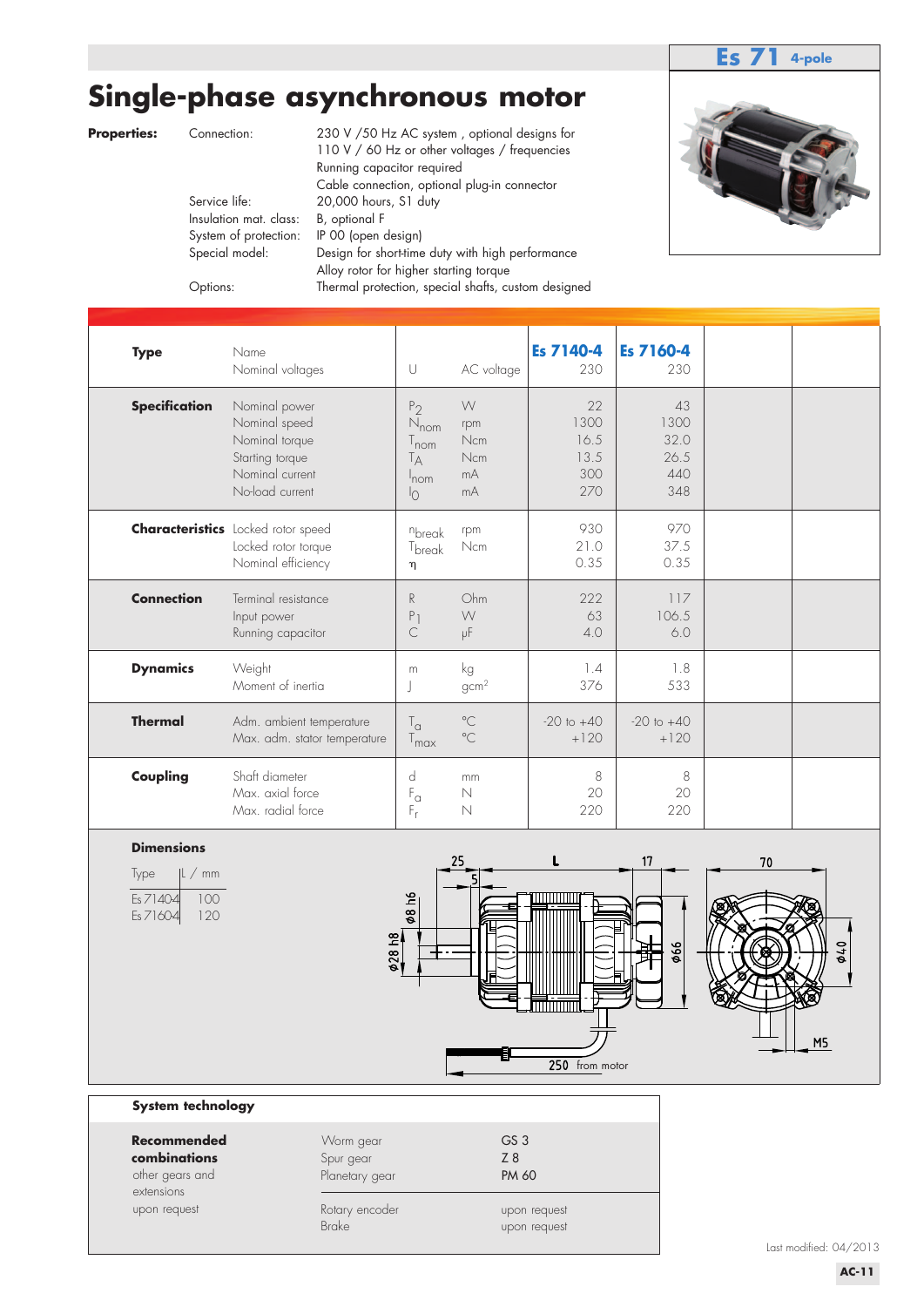**Es 71** 4-pole

# Single-phase asynchronous motor

**Properties:**

| | |
|---|---|
| Connection: | 230 V /50 Hz AC system , optional designs for 110 V / 60 Hz or other voltages / frequencies<br>Running capacitor required<br>Cable connection, optional plug-in connector |
| Service life: | 20,000 hours, S1 duty |
| Insulation mat. class: | B, optional F |
| System of protection: | IP 00 (open design) |
| Special model: | Design for short-time duty with high performance<br>Alloy rotor for higher starting torque |
| Options: | Thermal protection, special shafts, custom designed |

| | | | | | | | |
|---|---|---|---|---|---|---|---|
| **Type** | Name | | | **Es 7140-4** | **Es 7160-4** | | |
| | Nominal voltages | U | AC voltage | 230 | 230 | | |
| **Specification** | Nominal power | $P_2$ | W | 22 | 43 | | |
| | Nominal speed | $N_{nom}$ | rpm | 1300 | 1300 | | |
| | Nominal torque | $T_{nom}$ | Ncm | 16.5 | 32.0 | | |
| | Starting torque | $T_A$ | Ncm | 13.5 | 26.5 | | |
| | Nominal current | $I_{nom}$ | mA | 300 | 440 | | |
| | No-load current | $I_0$ | mA | 270 | 348 | | |
| **Characteristics** | Locked rotor speed | $n_{break}$ | rpm | 930 | 970 | | |
| | Locked rotor torque | $T_{break}$ | Ncm | 21.0 | 37.5 | | |
| | Nominal efficiency | $\eta$ | | 0.35 | 0.35 | | |
| **Connection** | Terminal resistance | R | Ohm | 222 | 117 | | |
| | Input power | $P_1$ | W | 63 | 106.5 | | |
| | Running capacitor | C | µF | 4.0 | 6.0 | | |
| **Dynamics** | Weight | m | kg | 1.4 | 1.8 | | |
| | Moment of inertia | J | $gcm^2$ | 376 | 533 | | |
| **Thermal** | Adm. ambient temperature | $T_a$ | °C | -20 to +40 | -20 to +40 | | |
| | Max. adm. stator temperature | $T_{max}$ | °C | +120 | +120 | | |
| **Coupling** | Shaft diameter | d | mm | 8 | 8 | | |
| | Max. axial force | $F_a$ | N | 20 | 20 | | |
| | Max. radial force | $F_r$ | N | 220 | 220 | | |

**Dimensions**

| Type | L / mm |
|---|---|
| Es 71404 | 100 |
| Es 71604 | 120 |

25
5
L
17
70
ø8 h6
ø28 h8
ø66
ø40
M5
250 from motor

**System technology**

| | | |
|---|---|---|
| **Recommended combinations** | Worm gear | GS 3 |
| | Spur gear | Z 8 |
| other gears and extensions | Planetary gear | PM 60 |
| upon request | Rotary encoder | upon request |
| | Brake | upon request |

Last modified: 04/2013